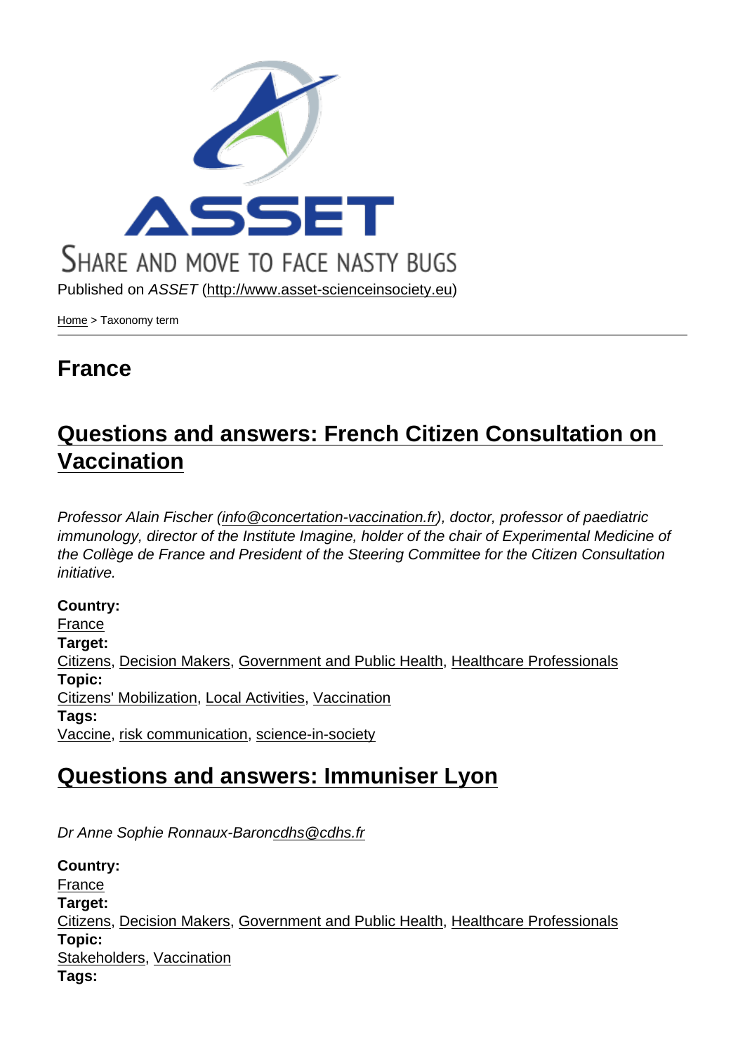SHARE AND MOVE TO FACE NASTY BUGS

Published on *ASSET* (http://www.asset-scienceinsociety.eu)

Home > Taxonomy term

# France

## Questions and answers: French Citizen Consultation on Vaccination

*Professor Alain Fischer (info@concertation-vaccination.fr), doctor, professor of paediatric immunology, director of the Institute Imagine, holder of the chair of Experimental Medicine of the Collège de France and President of the Steering Committee for the Citizen Consultation initiative.*

**Country:**
France
**Target:**
Citizens, Decision Makers, Government and Public Health, Healthcare Professionals
**Topic:**
Citizens' Mobilization, Local Activities, Vaccination
**Tags:**
Vaccine, risk communication, science-in-society

## Questions and answers: Immuniser Lyon

*Dr Anne Sophie Ronnaux-Baroncdhs@cdhs.fr*

**Country:**
France
**Target:**
Citizens, Decision Makers, Government and Public Health, Healthcare Professionals
**Topic:**
Stakeholders, Vaccination
**Tags:**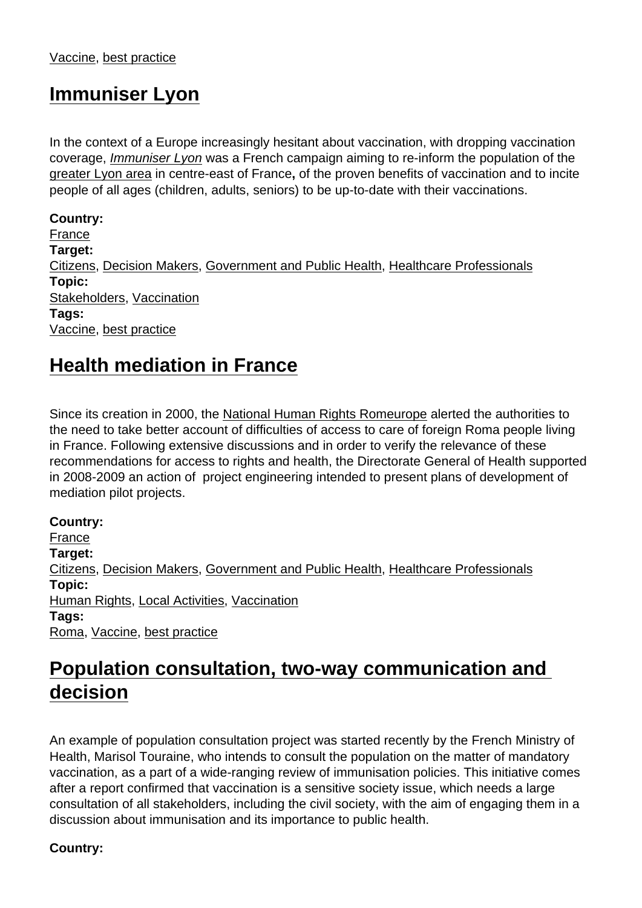Vaccine, best practice

## Immuniser Lyon

In the context of a Europe increasingly hesitant about vaccination, with dropping vaccination coverage, *Immuniser Lyon* was a French campaign aiming to re-inform the population of the greater Lyon area in centre-east of France**,** of the proven benefits of vaccination and to incite people of all ages (children, adults, seniors) to be up-to-date with their vaccinations.

**Country:**
France
**Target:**
Citizens, Decision Makers, Government and Public Health, Healthcare Professionals
**Topic:**
Stakeholders, Vaccination
**Tags:**
Vaccine, best practice

## Health mediation in France

Since its creation in 2000, the National Human Rights Romeurope alerted the authorities to the need to take better account of difficulties of access to care of foreign Roma people living in France. Following extensive discussions and in order to verify the relevance of these recommendations for access to rights and health, the Directorate General of Health supported in 2008-2009 an action of project engineering intended to present plans of development of mediation pilot projects.

**Country:**
France
**Target:**
Citizens, Decision Makers, Government and Public Health, Healthcare Professionals
**Topic:**
Human Rights, Local Activities, Vaccination
**Tags:**
Roma, Vaccine, best practice

## Population consultation, two-way communication and decision

An example of population consultation project was started recently by the French Ministry of Health, Marisol Touraine, who intends to consult the population on the matter of mandatory vaccination, as a part of a wide-ranging review of immunisation policies. This initiative comes after a report confirmed that vaccination is a sensitive society issue, which needs a large consultation of all stakeholders, including the civil society, with the aim of engaging them in a discussion about immunisation and its importance to public health.

**Country:**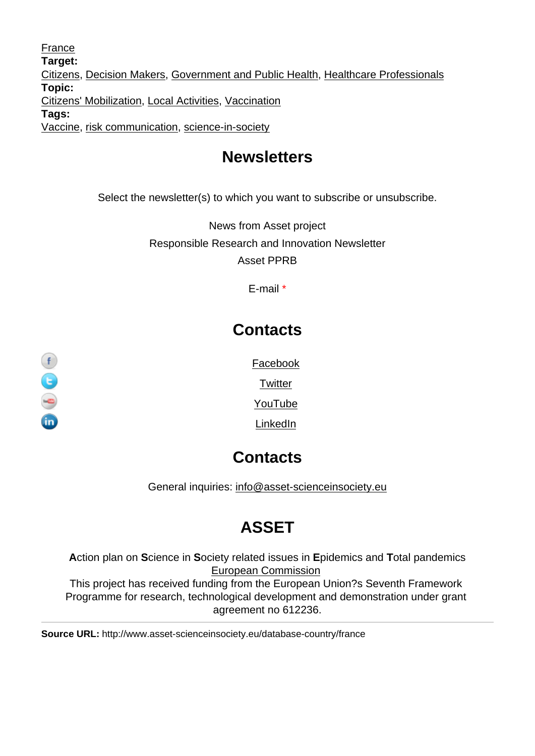France
**Target:**
Citizens, Decision Makers, Government and Public Health, Healthcare Professionals
**Topic:**
Citizens' Mobilization, Local Activities, Vaccination
**Tags:**
Vaccine, risk communication, science-in-society

## Newsletters

Select the newsletter(s) to which you want to subscribe or unsubscribe.

News from Asset project

Responsible Research and Innovation Newsletter

Asset PPRB

E-mail *

## Contacts

Facebook

Twitter

YouTube

LinkedIn

## Contacts

General inquiries: info@asset-scienceinsociety.eu

## ASSET

**A**ction plan on **S**cience in **S**ociety related issues in **E**pidemics and **T**otal pandemics
European Commission
This project has received funding from the European Union?s Seventh Framework Programme for research, technological development and demonstration under grant agreement no 612236.

---

**Source URL:** http://www.asset-scienceinsociety.eu/database-country/france